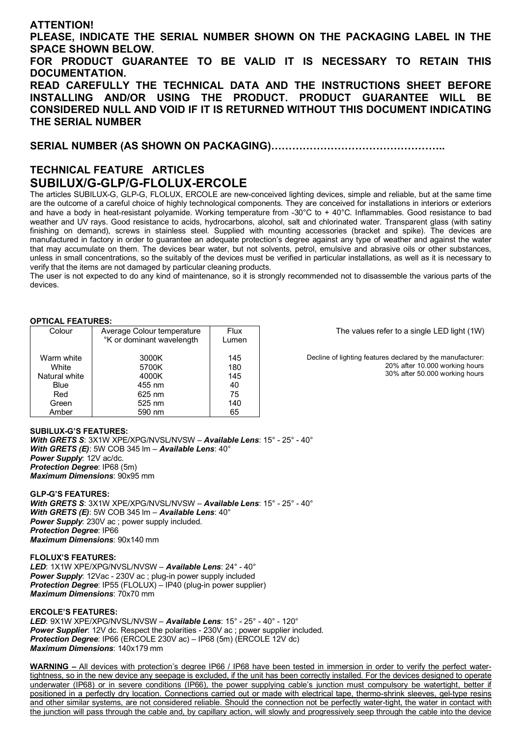**ATTENTION!**

**PLEASE, INDICATE THE SERIAL NUMBER SHOWN ON THE PACKAGING LABEL IN THE SPACE SHOWN BELOW.**

**FOR PRODUCT GUARANTEE TO BE VALID IT IS NECESSARY TO RETAIN THIS DOCUMENTATION.**

**READ CAREFULLY THE TECHNICAL DATA AND THE INSTRUCTIONS SHEET BEFORE INSTALLING AND/OR USING THE PRODUCT. PRODUCT GUARANTEE WILL BE CONSIDERED NULL AND VOID IF IT IS RETURNED WITHOUT THIS DOCUMENT INDICATING THE SERIAL NUMBER**

**SERIAL NUMBER (AS SHOWN ON PACKAGING)………………………………………..**

## TECHNICAL FEATURE ARTICLES

# SUBILUX/G-GLP/G-FLOLUX-ERCOLE

The articles SUBILUX-G, GLP-G, FLOLUX, ERCOLE are new-conceived lighting devices, simple and reliable, but at the same time are the outcome of a careful choice of highly technological components. They are conceived for installations in interiors or exteriors and have a body in heat-resistant polyamide. Working temperature from -30°C to + 40°C. Inflammables. Good resistance to bad weather and UV rays. Good resistance to acids, hydrocarbons, alcohol, salt and chlorinated water. Transparent glass (with satiny finishing on demand), screws in stainless steel. Supplied with mounting accessories (bracket and spike). The devices are manufactured in factory in order to guarantee an adequate protection's degree against any type of weather and against the water that may accumulate on them. The devices bear water, but not solvents, petrol, emulsive and abrasive oils or other substances, unless in small concentrations, so the suitably of the devices must be verified in particular installations, as well as it is necessary to verify that the items are not damaged by particular cleaning products.

The user is not expected to do any kind of maintenance, so it is strongly recommended not to disassemble the various parts of the devices.

**OPTICAL FEATURES:**

| Colour | Average Colour temperature °K or dominant wavelength | Flux Lumen |
|---|---|---|
| Warm white | 3000K | 145 |
| White | 5700K | 180 |
| Natural white | 4000K | 145 |
| Blue | 455 nm | 40 |
| Red | 625 nm | 75 |
| Green | 525 nm | 140 |
| Amber | 590 nm | 65 |

The values refer to a single LED light (1W)

Decline of lighting features declared by the manufacturer:
20% after 10.000 working hours
30% after 50.000 working hours

**SUBILUX-G'S FEATURES:**
***With GRETS S***: 3X1W XPE/XPG/NVSL/NVSW – ***Available Lens***: 15° - 25° - 40°
***With GRETS (E)***: 5W COB 345 lm – ***Available Lens***: 40°
***Power Supply***: 12V ac/dc.
***Protection Degree***: IP68 (5m)
***Maximum Dimensions***: 90x95 mm

**GLP-G'S FEATURES:**
***With GRETS S***: 3X1W XPE/XPG/NVSL/NVSW – ***Available Lens***: 15° - 25° - 40°
***With GRETS (E)***: 5W COB 345 lm – ***Available Lens***: 40°
***Power Supply***: 230V ac ; power supply included.
***Protection Degree***: IP66
***Maximum Dimensions***: 90x140 mm

**FLOLUX'S FEATURES:**
***LED***: 1X1W XPE/XPG/NVSL/NVSW – ***Available Lens***: 24° - 40°
***Power Supply***: 12Vac - 230V ac ; plug-in power supply included
***Protection Degree***: IP55 (FLOLUX) – IP40 (plug-in power supplier)
***Maximum Dimensions***: 70x70 mm

**ERCOLE'S FEATURES:**
***LED***: 9X1W XPE/XPG/NVSL/NVSW – ***Available Lens***: 15° - 25° - 40° - 120°
***Power Supplier***: 12V dc. Respect the polarities - 230V ac ; power supplier included.
***Protection Degree***: IP66 (ERCOLE 230V ac) – IP68 (5m) (ERCOLE 12V dc)
***Maximum Dimensions***: 140x179 mm

**WARNING –** All devices with protection's degree IP66 / IP68 have been tested in immersion in order to verify the perfect water-tightness, so in the new device any seepage is excluded, if the unit has been correctly installed. For the devices designed to operate underwater (IP68) or in severe conditions (IP66), the power supplying cable's junction must compulsory be watertight, better if positioned in a perfectly dry location. Connections carried out or made with electrical tape, thermo-shrink sleeves, gel-type resins and other similar systems, are not considered reliable. Should the connection not be perfectly water-tight, the water in contact with the junction will pass through the cable and, by capillary action, will slowly and progressively seep through the cable into the device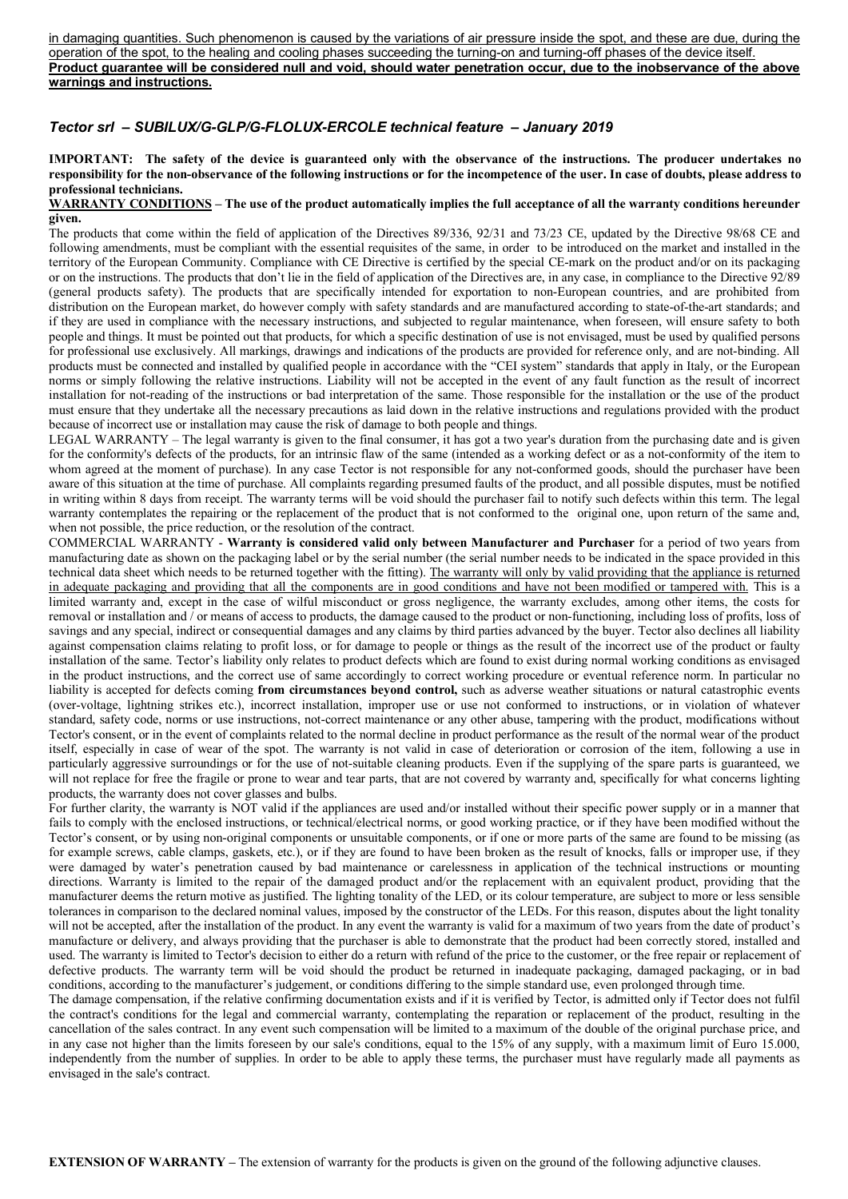in damaging quantities. Such phenomenon is caused by the variations of air pressure inside the spot, and these are due, during the operation of the spot, to the healing and cooling phases succeeding the turning-on and turning-off phases of the device itself.
**Product guarantee will be considered null and void, should water penetration occur, due to the inobservance of the above warnings and instructions.**

## *Tector srl – SUBILUX/G-GLP/G-FLOLUX-ERCOLE technical feature – January 2019*

**IMPORTANT: The safety of the device is guaranteed only with the observance of the instructions. The producer undertakes no responsibility for the non-observance of the following instructions or for the incompetence of the user. In case of doubts, please address to professional technicians.**

**WARRANTY CONDITIONS – The use of the product automatically implies the full acceptance of all the warranty conditions hereunder given.**

The products that come within the field of application of the Directives 89/336, 92/31 and 73/23 CE, updated by the Directive 98/68 CE and following amendments, must be compliant with the essential requisites of the same, in order to be introduced on the market and installed in the territory of the European Community. Compliance with CE Directive is certified by the special CE-mark on the product and/or on its packaging or on the instructions. The products that don't lie in the field of application of the Directives are, in any case, in compliance to the Directive 92/89 (general products safety). The products that are specifically intended for exportation to non-European countries, and are prohibited from distribution on the European market, do however comply with safety standards and are manufactured according to state-of-the-art standards; and if they are used in compliance with the necessary instructions, and subjected to regular maintenance, when foreseen, will ensure safety to both people and things. It must be pointed out that products, for which a specific destination of use is not envisaged, must be used by qualified persons for professional use exclusively. All markings, drawings and indications of the products are provided for reference only, and are not-binding. All products must be connected and installed by qualified people in accordance with the "CEI system" standards that apply in Italy, or the European norms or simply following the relative instructions. Liability will not be accepted in the event of any fault function as the result of incorrect installation for not-reading of the instructions or bad interpretation of the same. Those responsible for the installation or the use of the product must ensure that they undertake all the necessary precautions as laid down in the relative instructions and regulations provided with the product because of incorrect use or installation may cause the risk of damage to both people and things.

LEGAL WARRANTY – The legal warranty is given to the final consumer, it has got a two year's duration from the purchasing date and is given for the conformity's defects of the products, for an intrinsic flaw of the same (intended as a working defect or as a not-conformity of the item to whom agreed at the moment of purchase). In any case Tector is not responsible for any not-conformed goods, should the purchaser have been aware of this situation at the time of purchase. All complaints regarding presumed faults of the product, and all possible disputes, must be notified in writing within 8 days from receipt. The warranty terms will be void should the purchaser fail to notify such defects within this term. The legal warranty contemplates the repairing or the replacement of the product that is not conformed to the original one, upon return of the same and, when not possible, the price reduction, or the resolution of the contract.

COMMERCIAL WARRANTY - **Warranty is considered valid only between Manufacturer and Purchaser** for a period of two years from manufacturing date as shown on the packaging label or by the serial number (the serial number needs to be indicated in the space provided in this technical data sheet which needs to be returned together with the fitting). The warranty will only by valid providing that the appliance is returned in adequate packaging and providing that all the components are in good conditions and have not been modified or tampered with. This is a limited warranty and, except in the case of wilful misconduct or gross negligence, the warranty excludes, among other items, the costs for removal or installation and / or means of access to products, the damage caused to the product or non-functioning, including loss of profits, loss of savings and any special, indirect or consequential damages and any claims by third parties advanced by the buyer. Tector also declines all liability against compensation claims relating to profit loss, or for damage to people or things as the result of the incorrect use of the product or faulty installation of the same. Tector's liability only relates to product defects which are found to exist during normal working conditions as envisaged in the product instructions, and the correct use of same accordingly to correct working procedure or eventual reference norm. In particular no liability is accepted for defects coming **from circumstances beyond control,** such as adverse weather situations or natural catastrophic events (over-voltage, lightning strikes etc.), incorrect installation, improper use or use not conformed to instructions, or in violation of whatever standard, safety code, norms or use instructions, not-correct maintenance or any other abuse, tampering with the product, modifications without Tector's consent, or in the event of complaints related to the normal decline in product performance as the result of the normal wear of the product itself, especially in case of wear of the spot. The warranty is not valid in case of deterioration or corrosion of the item, following a use in particularly aggressive surroundings or for the use of not-suitable cleaning products. Even if the supplying of the spare parts is guaranteed, we will not replace for free the fragile or prone to wear and tear parts, that are not covered by warranty and, specifically for what concerns lighting products, the warranty does not cover glasses and bulbs.

For further clarity, the warranty is NOT valid if the appliances are used and/or installed without their specific power supply or in a manner that fails to comply with the enclosed instructions, or technical/electrical norms, or good working practice, or if they have been modified without the Tector's consent, or by using non-original components or unsuitable components, or if one or more parts of the same are found to be missing (as for example screws, cable clamps, gaskets, etc.), or if they are found to have been broken as the result of knocks, falls or improper use, if they were damaged by water's penetration caused by bad maintenance or carelessness in application of the technical instructions or mounting directions. Warranty is limited to the repair of the damaged product and/or the replacement with an equivalent product, providing that the manufacturer deems the return motive as justified. The lighting tonality of the LED, or its colour temperature, are subject to more or less sensible tolerances in comparison to the declared nominal values, imposed by the constructor of the LEDs. For this reason, disputes about the light tonality will not be accepted, after the installation of the product. In any event the warranty is valid for a maximum of two years from the date of product's manufacture or delivery, and always providing that the purchaser is able to demonstrate that the product had been correctly stored, installed and used. The warranty is limited to Tector's decision to either do a return with refund of the price to the customer, or the free repair or replacement of defective products. The warranty term will be void should the product be returned in inadequate packaging, damaged packaging, or in bad conditions, according to the manufacturer's judgement, or conditions differing to the simple standard use, even prolonged through time.

The damage compensation, if the relative confirming documentation exists and if it is verified by Tector, is admitted only if Tector does not fulfil the contract's conditions for the legal and commercial warranty, contemplating the reparation or replacement of the product, resulting in the cancellation of the sales contract. In any event such compensation will be limited to a maximum of the double of the original purchase price, and in any case not higher than the limits foreseen by our sale's conditions, equal to the 15% of any supply, with a maximum limit of Euro 15.000, independently from the number of supplies. In order to be able to apply these terms, the purchaser must have regularly made all payments as envisaged in the sale's contract.

**EXTENSION OF WARRANTY –** The extension of warranty for the products is given on the ground of the following adjunctive clauses.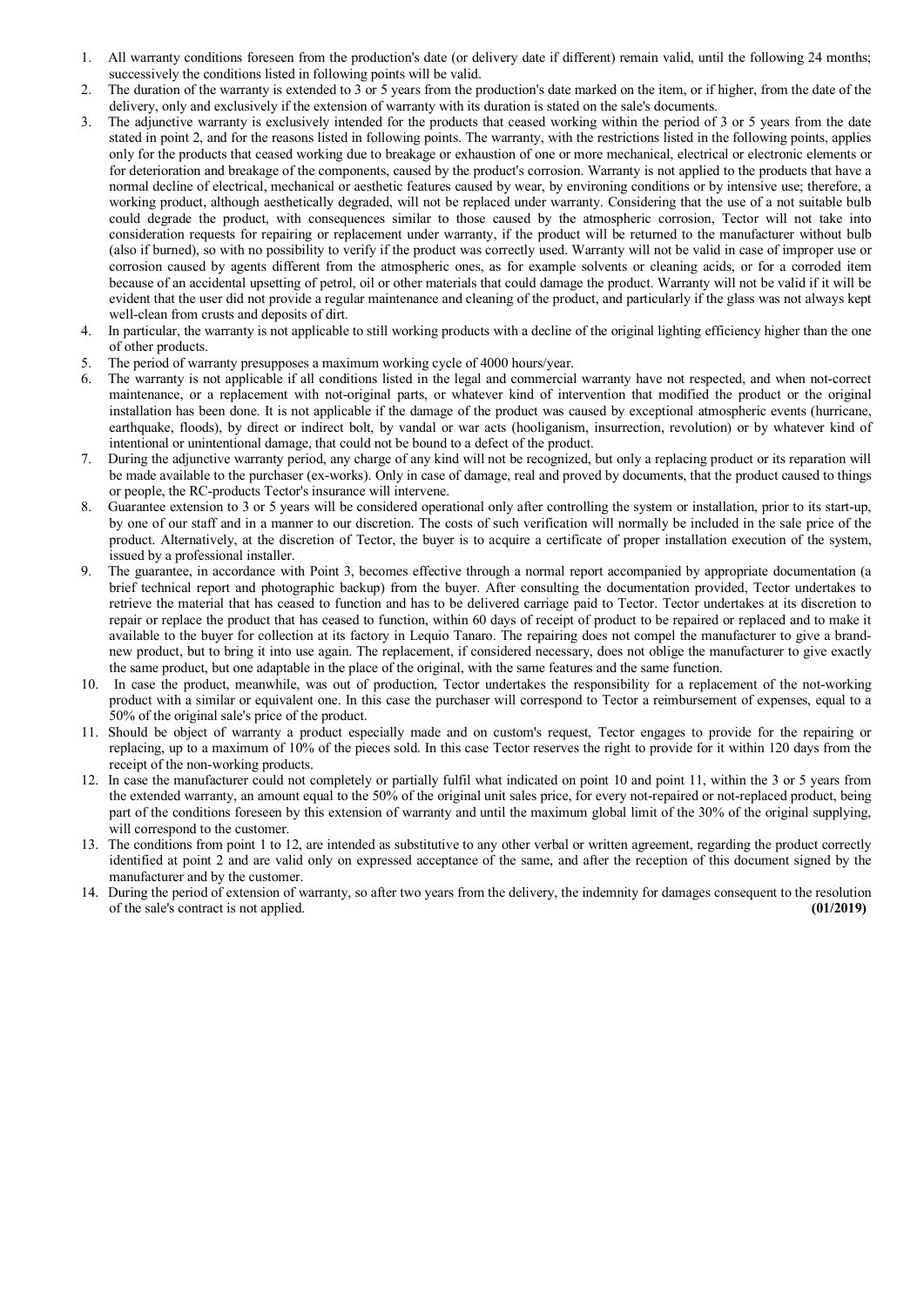1. All warranty conditions foreseen from the production's date (or delivery date if different) remain valid, until the following 24 months; successively the conditions listed in following points will be valid.
2. The duration of the warranty is extended to 3 or 5 years from the production's date marked on the item, or if higher, from the date of the delivery, only and exclusively if the extension of warranty with its duration is stated on the sale's documents.
3. The adjunctive warranty is exclusively intended for the products that ceased working within the period of 3 or 5 years from the date stated in point 2, and for the reasons listed in following points. The warranty, with the restrictions listed in the following points, applies only for the products that ceased working due to breakage or exhaustion of one or more mechanical, electrical or electronic elements or for deterioration and breakage of the components, caused by the product's corrosion. Warranty is not applied to the products that have a normal decline of electrical, mechanical or aesthetic features caused by wear, by environing conditions or by intensive use; therefore, a working product, although aesthetically degraded, will not be replaced under warranty. Considering that the use of a not suitable bulb could degrade the product, with consequences similar to those caused by the atmospheric corrosion, Tector will not take into consideration requests for repairing or replacement under warranty, if the product will be returned to the manufacturer without bulb (also if burned), so with no possibility to verify if the product was correctly used. Warranty will not be valid in case of improper use or corrosion caused by agents different from the atmospheric ones, as for example solvents or cleaning acids, or for a corroded item because of an accidental upsetting of petrol, oil or other materials that could damage the product. Warranty will not be valid if it will be evident that the user did not provide a regular maintenance and cleaning of the product, and particularly if the glass was not always kept well-clean from crusts and deposits of dirt.
4. In particular, the warranty is not applicable to still working products with a decline of the original lighting efficiency higher than the one of other products.
5. The period of warranty presupposes a maximum working cycle of 4000 hours/year.
6. The warranty is not applicable if all conditions listed in the legal and commercial warranty have not respected, and when not-correct maintenance, or a replacement with not-original parts, or whatever kind of intervention that modified the product or the original installation has been done. It is not applicable if the damage of the product was caused by exceptional atmospheric events (hurricane, earthquake, floods), by direct or indirect bolt, by vandal or war acts (hooliganism, insurrection, revolution) or by whatever kind of intentional or unintentional damage, that could not be bound to a defect of the product.
7. During the adjunctive warranty period, any charge of any kind will not be recognized, but only a replacing product or its reparation will be made available to the purchaser (ex-works). Only in case of damage, real and proved by documents, that the product caused to things or people, the RC-products Tector's insurance will intervene.
8. Guarantee extension to 3 or 5 years will be considered operational only after controlling the system or installation, prior to its start-up, by one of our staff and in a manner to our discretion. The costs of such verification will normally be included in the sale price of the product. Alternatively, at the discretion of Tector, the buyer is to acquire a certificate of proper installation execution of the system, issued by a professional installer.
9. The guarantee, in accordance with Point 3, becomes effective through a normal report accompanied by appropriate documentation (a brief technical report and photographic backup) from the buyer. After consulting the documentation provided, Tector undertakes to retrieve the material that has ceased to function and has to be delivered carriage paid to Tector. Tector undertakes at its discretion to repair or replace the product that has ceased to function, within 60 days of receipt of product to be repaired or replaced and to make it available to the buyer for collection at its factory in Lequio Tanaro. The repairing does not compel the manufacturer to give a brand-new product, but to bring it into use again. The replacement, if considered necessary, does not oblige the manufacturer to give exactly the same product, but one adaptable in the place of the original, with the same features and the same function.
10. In case the product, meanwhile, was out of production, Tector undertakes the responsibility for a replacement of the not-working product with a similar or equivalent one. In this case the purchaser will correspond to Tector a reimbursement of expenses, equal to a 50% of the original sale's price of the product.
11. Should be object of warranty a product especially made and on custom's request, Tector engages to provide for the repairing or replacing, up to a maximum of 10% of the pieces sold. In this case Tector reserves the right to provide for it within 120 days from the receipt of the non-working products.
12. In case the manufacturer could not completely or partially fulfil what indicated on point 10 and point 11, within the 3 or 5 years from the extended warranty, an amount equal to the 50% of the original unit sales price, for every not-repaired or not-replaced product, being part of the conditions foreseen by this extension of warranty and until the maximum global limit of the 30% of the original supplying, will correspond to the customer.
13. The conditions from point 1 to 12, are intended as substitutive to any other verbal or written agreement, regarding the product correctly identified at point 2 and are valid only on expressed acceptance of the same, and after the reception of this document signed by the manufacturer and by the customer.
14. During the period of extension of warranty, so after two years from the delivery, the indemnity for damages consequent to the resolution of the sale's contract is not applied. **(01/2019)**